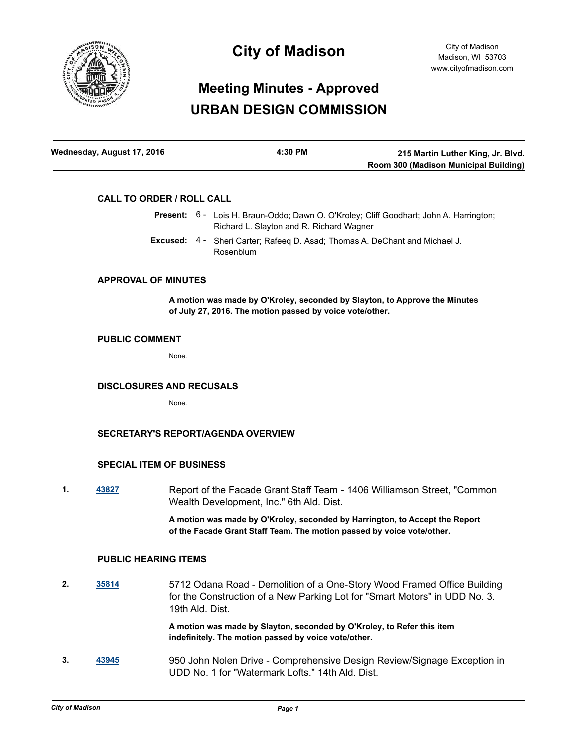# City of Madison

City of Madison
Madison, WI 53703
www.cityofmadison.com

## Meeting Minutes - Approved
## URBAN DESIGN COMMISSION

| Wednesday, August 17, 2016 | 4:30 PM | 215 Martin Luther King, Jr. Blvd. Room 300 (Madison Municipal Building) |
|---|---|---|

### CALL TO ORDER / ROLL CALL

**Present:** 6 - Lois H. Braun-Oddo; Dawn O. O'Kroley; Cliff Goodhart; John A. Harrington; Richard L. Slayton and R. Richard Wagner

**Excused:** 4 - Sheri Carter; Rafeeq D. Asad; Thomas A. DeChant and Michael J. Rosenblum

### APPROVAL OF MINUTES

**A motion was made by O'Kroley, seconded by Slayton, to Approve the Minutes of July 27, 2016. The motion passed by voice vote/other.**

### PUBLIC COMMENT

None.

### DISCLOSURES AND RECUSALS

None.

### SECRETARY'S REPORT/AGENDA OVERVIEW

### SPECIAL ITEM OF BUSINESS

**1.** [43827] Report of the Facade Grant Staff Team - 1406 Williamson Street, "Common Wealth Development, Inc." 6th Ald. Dist.

**A motion was made by O'Kroley, seconded by Harrington, to Accept the Report of the Facade Grant Staff Team. The motion passed by voice vote/other.**

### PUBLIC HEARING ITEMS

**2.** [35814] 5712 Odana Road - Demolition of a One-Story Wood Framed Office Building for the Construction of a New Parking Lot for "Smart Motors" in UDD No. 3. 19th Ald. Dist.

**A motion was made by Slayton, seconded by O'Kroley, to Refer this item indefinitely. The motion passed by voice vote/other.**

**3.** [43945] 950 John Nolen Drive - Comprehensive Design Review/Signage Exception in UDD No. 1 for "Watermark Lofts." 14th Ald. Dist.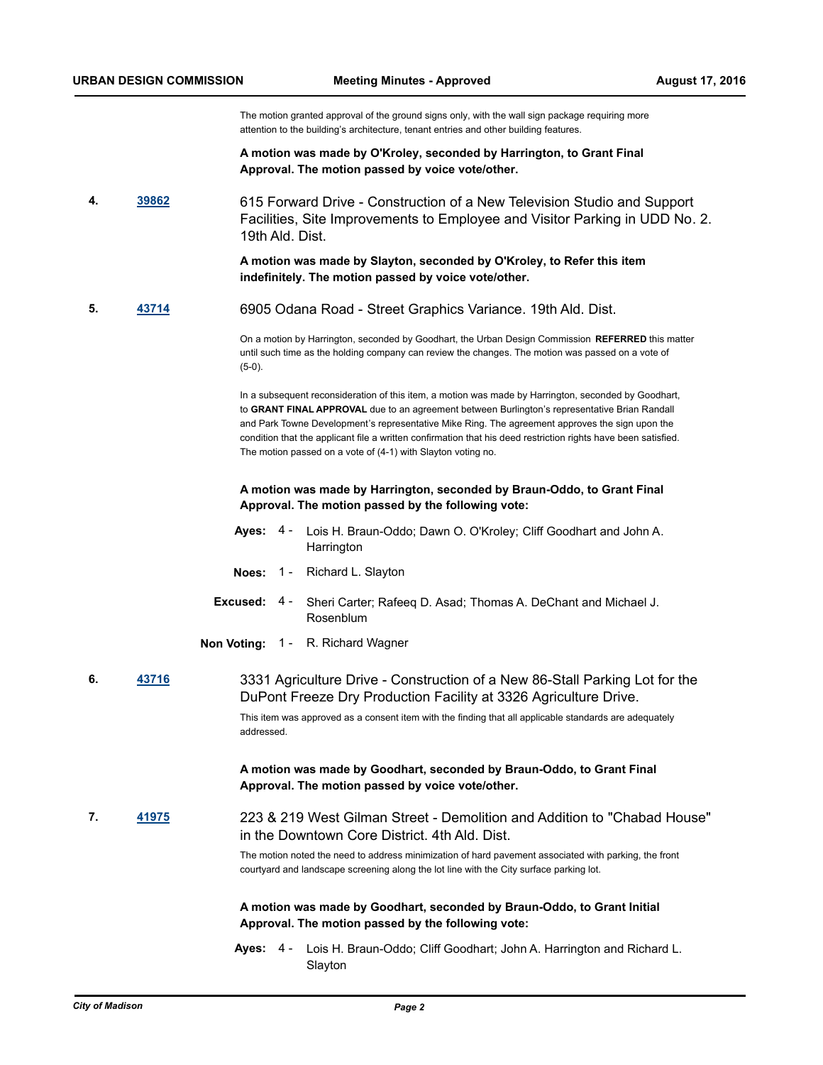The motion granted approval of the ground signs only, with the wall sign package requiring more attention to the building's architecture, tenant entries and other building features.

**A motion was made by O'Kroley, seconded by Harrington, to Grant Final Approval. The motion passed by voice vote/other.**

**4.** [**39862**]

615 Forward Drive - Construction of a New Television Studio and Support Facilities, Site Improvements to Employee and Visitor Parking in UDD No. 2. 19th Ald. Dist.

**A motion was made by Slayton, seconded by O'Kroley, to Refer this item indefinitely. The motion passed by voice vote/other.**

**5.** [**43714**]

6905 Odana Road - Street Graphics Variance. 19th Ald. Dist.

On a motion by Harrington, seconded by Goodhart, the Urban Design Commission **REFERRED** this matter until such time as the holding company can review the changes. The motion was passed on a vote of (5-0).

In a subsequent reconsideration of this item, a motion was made by Harrington, seconded by Goodhart, to **GRANT FINAL APPROVAL** due to an agreement between Burlington's representative Brian Randall and Park Towne Development's representative Mike Ring. The agreement approves the sign upon the condition that the applicant file a written confirmation that his deed restriction rights have been satisfied. The motion passed on a vote of (4-1) with Slayton voting no.

**A motion was made by Harrington, seconded by Braun-Oddo, to Grant Final Approval. The motion passed by the following vote:**

**Ayes:** 4 - Lois H. Braun-Oddo; Dawn O. O'Kroley; Cliff Goodhart and John A. Harrington

**Noes:** 1 - Richard L. Slayton

**Excused:** 4 - Sheri Carter; Rafeeq D. Asad; Thomas A. DeChant and Michael J. Rosenblum

**Non Voting:** 1 - R. Richard Wagner

**6.** [**43716**]

3331 Agriculture Drive - Construction of a New 86-Stall Parking Lot for the DuPont Freeze Dry Production Facility at 3326 Agriculture Drive.

This item was approved as a consent item with the finding that all applicable standards are adequately addressed.

**A motion was made by Goodhart, seconded by Braun-Oddo, to Grant Final Approval. The motion passed by voice vote/other.**

**7.** [**41975**]

223 & 219 West Gilman Street - Demolition and Addition to "Chabad House" in the Downtown Core District. 4th Ald. Dist.

The motion noted the need to address minimization of hard pavement associated with parking, the front courtyard and landscape screening along the lot line with the City surface parking lot.

**A motion was made by Goodhart, seconded by Braun-Oddo, to Grant Initial Approval. The motion passed by the following vote:**

**Ayes:** 4 - Lois H. Braun-Oddo; Cliff Goodhart; John A. Harrington and Richard L. Slayton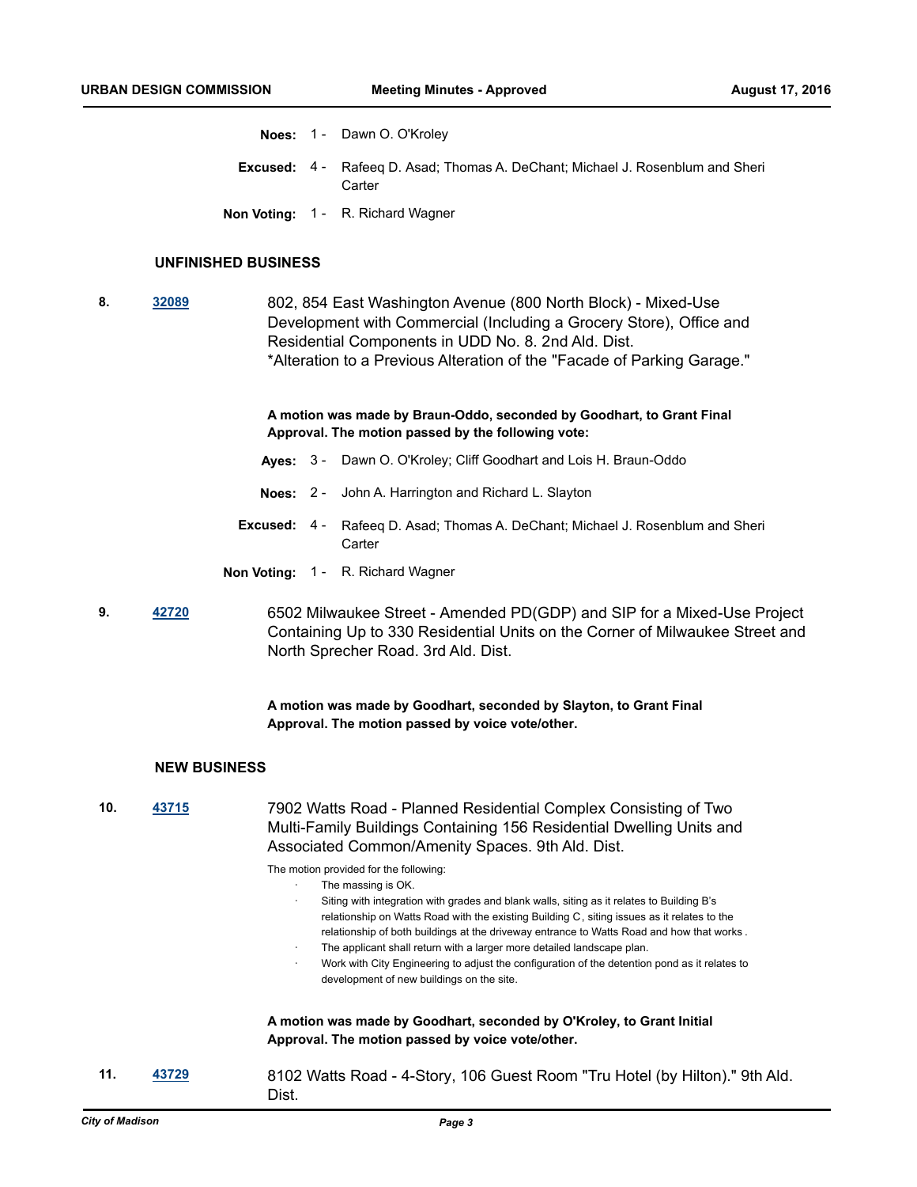**Noes:** 1 - Dawn O. O'Kroley

**Excused:** 4 - Rafeeq D. Asad; Thomas A. DeChant; Michael J. Rosenblum and Sheri Carter

**Non Voting:** 1 - R. Richard Wagner

## UNFINISHED BUSINESS

**8.** [32089]

802, 854 East Washington Avenue (800 North Block) - Mixed-Use Development with Commercial (Including a Grocery Store), Office and Residential Components in UDD No. 8. 2nd Ald. Dist.
*Alteration to a Previous Alteration of the "Facade of Parking Garage."

**A motion was made by Braun-Oddo, seconded by Goodhart, to Grant Final Approval. The motion passed by the following vote:**

**Ayes:** 3 - Dawn O. O'Kroley; Cliff Goodhart and Lois H. Braun-Oddo

**Noes:** 2 - John A. Harrington and Richard L. Slayton

**Excused:** 4 - Rafeeq D. Asad; Thomas A. DeChant; Michael J. Rosenblum and Sheri Carter

**Non Voting:** 1 - R. Richard Wagner

**9.** [42720]

6502 Milwaukee Street - Amended PD(GDP) and SIP for a Mixed-Use Project Containing Up to 330 Residential Units on the Corner of Milwaukee Street and North Sprecher Road. 3rd Ald. Dist.

**A motion was made by Goodhart, seconded by Slayton, to Grant Final Approval. The motion passed by voice vote/other.**

## NEW BUSINESS

**10.** [43715]

7902 Watts Road - Planned Residential Complex Consisting of Two Multi-Family Buildings Containing 156 Residential Dwelling Units and Associated Common/Amenity Spaces. 9th Ald. Dist.

The motion provided for the following:

- The massing is OK.
- Siting with integration with grades and blank walls, siting as it relates to Building B's relationship on Watts Road with the existing Building C, siting issues as it relates to the relationship of both buildings at the driveway entrance to Watts Road and how that works .
- The applicant shall return with a larger more detailed landscape plan.
- Work with City Engineering to adjust the configuration of the detention pond as it relates to development of new buildings on the site.

**A motion was made by Goodhart, seconded by O'Kroley, to Grant Initial Approval. The motion passed by voice vote/other.**

**11.** [43729]

8102 Watts Road - 4-Story, 106 Guest Room "Tru Hotel (by Hilton)." 9th Ald. Dist.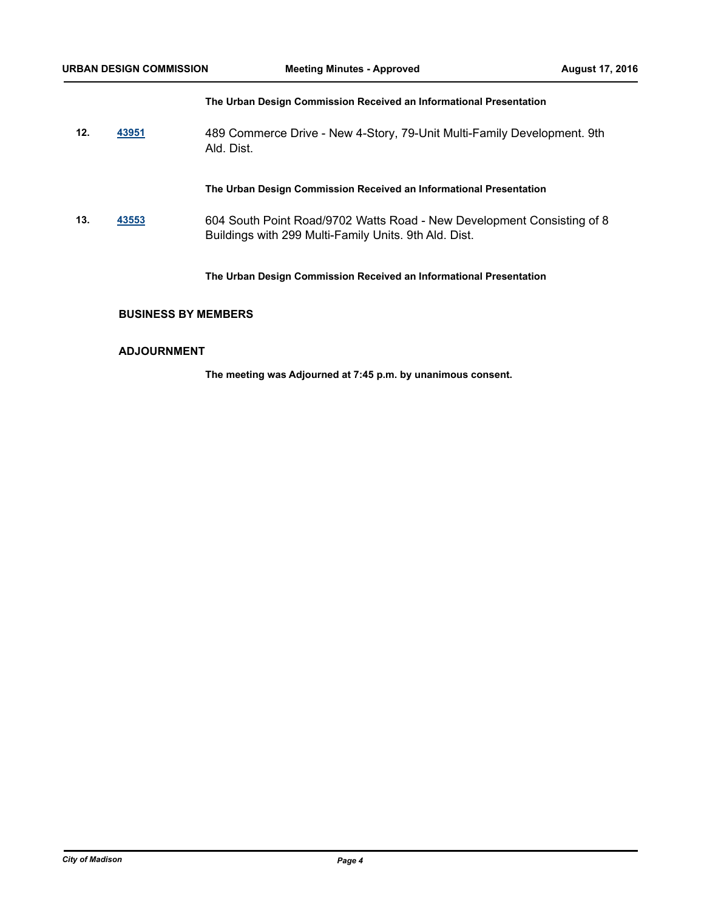**The Urban Design Commission Received an Informational Presentation**

**12.** [43951](43951) 489 Commerce Drive - New 4-Story, 79-Unit Multi-Family Development. 9th Ald. Dist.

**The Urban Design Commission Received an Informational Presentation**

**13.** [43553](43553) 604 South Point Road/9702 Watts Road - New Development Consisting of 8 Buildings with 299 Multi-Family Units. 9th Ald. Dist.

**The Urban Design Commission Received an Informational Presentation**

## BUSINESS BY MEMBERS

## ADJOURNMENT

**The meeting was Adjourned at 7:45 p.m. by unanimous consent.**